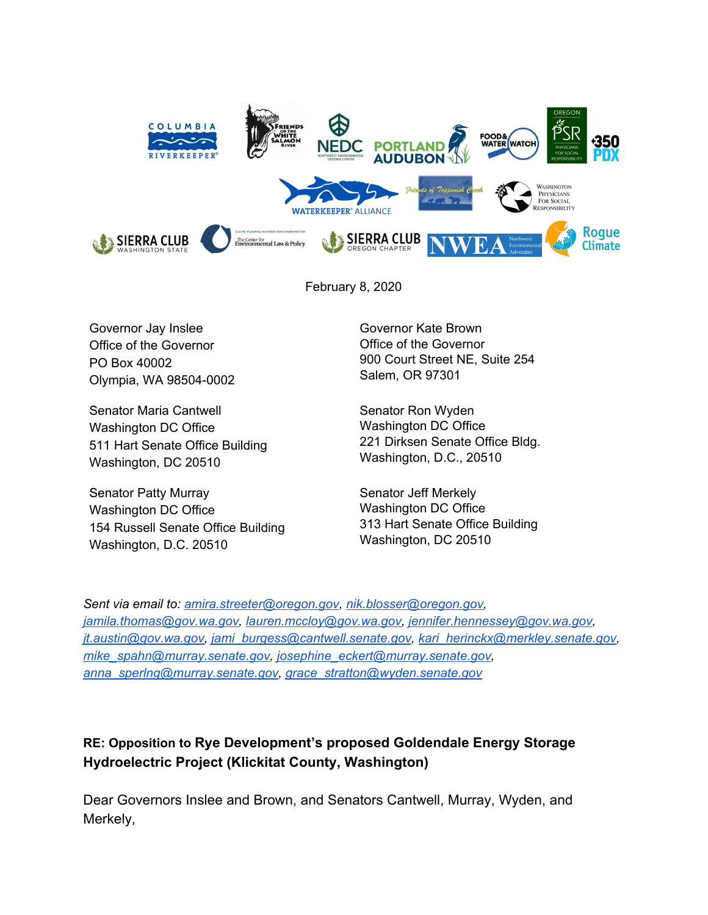February 8, 2020

Governor Jay Inslee
Office of the Governor
PO Box 40002
Olympia, WA 98504-0002

Governor Kate Brown
Office of the Governor
900 Court Street NE, Suite 254
Salem, OR 97301

Senator Maria Cantwell
Washington DC Office
511 Hart Senate Office Building
Washington, DC 20510

Senator Ron Wyden
Washington DC Office
221 Dirksen Senate Office Bldg.
Washington, D.C., 20510

Senator Patty Murray
Washington DC Office
154 Russell Senate Office Building
Washington, D.C. 20510

Senator Jeff Merkely
Washington DC Office
313 Hart Senate Office Building
Washington, DC 20510

*Sent via email to: amira.streeter@oregon.gov, nik.blosser@oregon.gov, jamila.thomas@gov.wa.gov, lauren.mccloy@gov.wa.gov, jennifer.hennessey@gov.wa.gov, jt.austin@gov.wa.gov, jami_burgess@cantwell.senate.gov, kari_herinckx@merkley.senate.gov, mike_spahn@murray.senate.gov, josephine_eckert@murray.senate.gov, anna_sperlng@murray.senate.gov, grace_stratton@wyden.senate.gov*

**RE: Opposition to Rye Development's proposed Goldendale Energy Storage Hydroelectric Project (Klickitat County, Washington)**

Dear Governors Inslee and Brown, and Senators Cantwell, Murray, Wyden, and Merkely,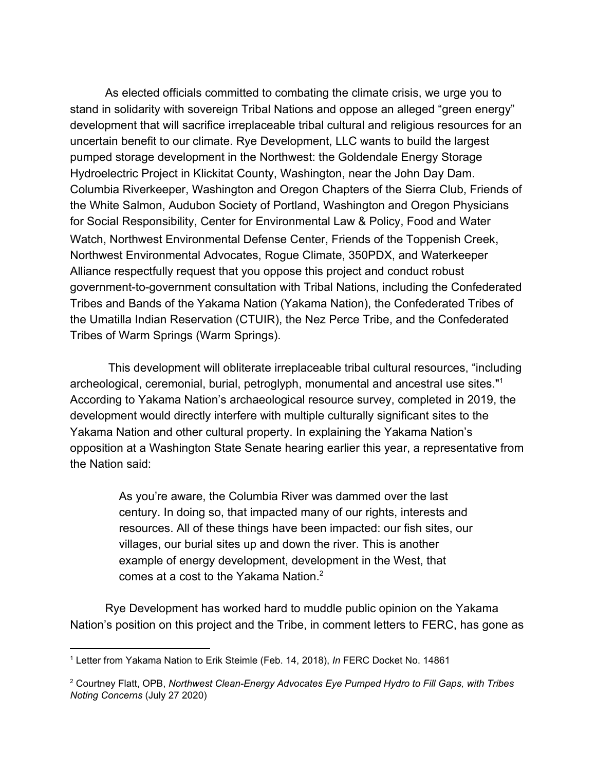As elected officials committed to combating the climate crisis, we urge you to stand in solidarity with sovereign Tribal Nations and oppose an alleged "green energy" development that will sacrifice irreplaceable tribal cultural and religious resources for an uncertain benefit to our climate. Rye Development, LLC wants to build the largest pumped storage development in the Northwest: the Goldendale Energy Storage Hydroelectric Project in Klickitat County, Washington, near the John Day Dam. Columbia Riverkeeper, Washington and Oregon Chapters of the Sierra Club, Friends of the White Salmon, Audubon Society of Portland, Washington and Oregon Physicians for Social Responsibility, Center for Environmental Law & Policy, Food and Water Watch, Northwest Environmental Defense Center, Friends of the Toppenish Creek, Northwest Environmental Advocates, Rogue Climate, 350PDX, and Waterkeeper Alliance respectfully request that you oppose this project and conduct robust government-to-government consultation with Tribal Nations, including the Confederated Tribes and Bands of the Yakama Nation (Yakama Nation), the Confederated Tribes of the Umatilla Indian Reservation (CTUIR), the Nez Perce Tribe, and the Confederated Tribes of Warm Springs (Warm Springs).

This development will obliterate irreplaceable tribal cultural resources, "including archeological, ceremonial, burial, petroglyph, monumental and ancestral use sites."[1] According to Yakama Nation's archaeological resource survey, completed in 2019, the development would directly interfere with multiple culturally significant sites to the Yakama Nation and other cultural property. In explaining the Yakama Nation's opposition at a Washington State Senate hearing earlier this year, a representative from the Nation said:

> As you're aware, the Columbia River was dammed over the last century. In doing so, that impacted many of our rights, interests and resources. All of these things have been impacted: our fish sites, our villages, our burial sites up and down the river. This is another example of energy development, development in the West, that comes at a cost to the Yakama Nation.[2]

Rye Development has worked hard to muddle public opinion on the Yakama Nation's position on this project and the Tribe, in comment letters to FERC, has gone as

---

[1] Letter from Yakama Nation to Erik Steimle (Feb. 14, 2018), *In* FERC Docket No. 14861

[2] Courtney Flatt, OPB, *Northwest Clean-Energy Advocates Eye Pumped Hydro to Fill Gaps, with Tribes Noting Concerns* (July 27 2020)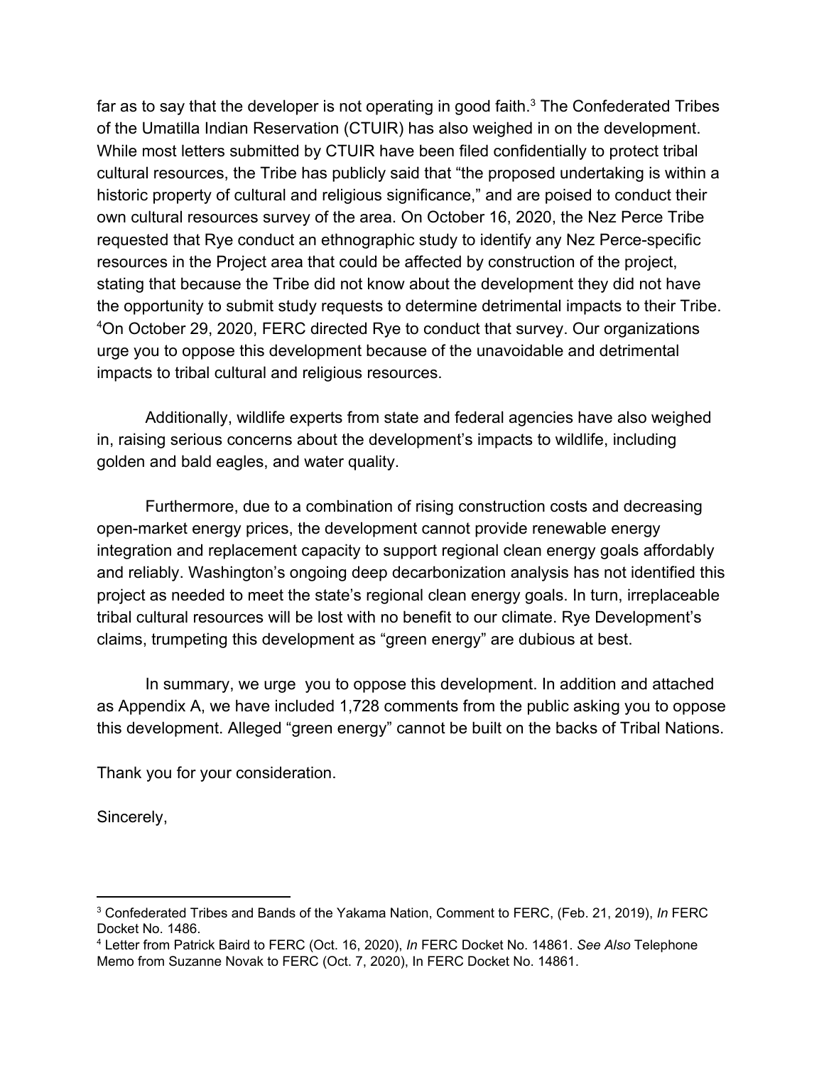far as to say that the developer is not operating in good faith.[3] The Confederated Tribes of the Umatilla Indian Reservation (CTUIR) has also weighed in on the development. While most letters submitted by CTUIR have been filed confidentially to protect tribal cultural resources, the Tribe has publicly said that "the proposed undertaking is within a historic property of cultural and religious significance," and are poised to conduct their own cultural resources survey of the area. On October 16, 2020, the Nez Perce Tribe requested that Rye conduct an ethnographic study to identify any Nez Perce-specific resources in the Project area that could be affected by construction of the project, stating that because the Tribe did not know about the development they did not have the opportunity to submit study requests to determine detrimental impacts to their Tribe.[4]On October 29, 2020, FERC directed Rye to conduct that survey. Our organizations urge you to oppose this development because of the unavoidable and detrimental impacts to tribal cultural and religious resources.

Additionally, wildlife experts from state and federal agencies have also weighed in, raising serious concerns about the development's impacts to wildlife, including golden and bald eagles, and water quality.

Furthermore, due to a combination of rising construction costs and decreasing open-market energy prices, the development cannot provide renewable energy integration and replacement capacity to support regional clean energy goals affordably and reliably. Washington's ongoing deep decarbonization analysis has not identified this project as needed to meet the state's regional clean energy goals. In turn, irreplaceable tribal cultural resources will be lost with no benefit to our climate. Rye Development's claims, trumpeting this development as "green energy" are dubious at best.

In summary, we urge you to oppose this development. In addition and attached as Appendix A, we have included 1,728 comments from the public asking you to oppose this development. Alleged "green energy" cannot be built on the backs of Tribal Nations.

Thank you for your consideration.

Sincerely,

---

[3] Confederated Tribes and Bands of the Yakama Nation, Comment to FERC, (Feb. 21, 2019), *In* FERC Docket No. 1486.

[4] Letter from Patrick Baird to FERC (Oct. 16, 2020), *In* FERC Docket No. 14861. *See Also* Telephone Memo from Suzanne Novak to FERC (Oct. 7, 2020), In FERC Docket No. 14861.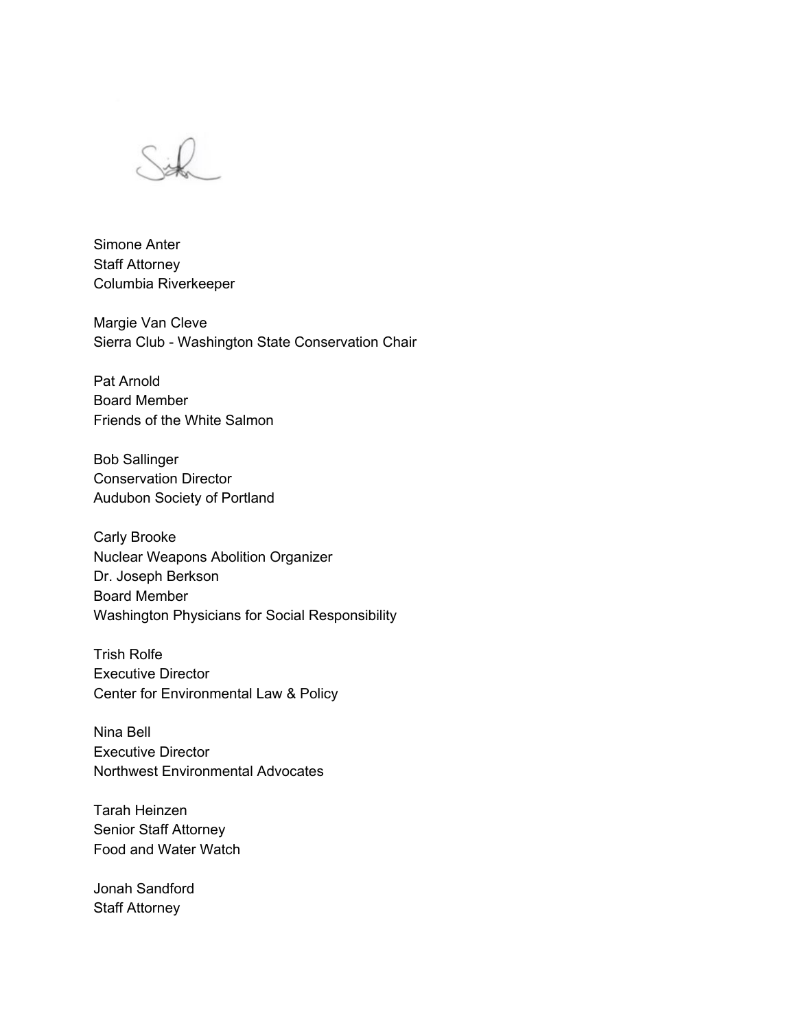Simone Anter  
Staff Attorney  
Columbia Riverkeeper

Margie Van Cleve  
Sierra Club - Washington State Conservation Chair

Pat Arnold  
Board Member  
Friends of the White Salmon

Bob Sallinger  
Conservation Director  
Audubon Society of Portland

Carly Brooke  
Nuclear Weapons Abolition Organizer  
Dr. Joseph Berkson  
Board Member  
Washington Physicians for Social Responsibility

Trish Rolfe  
Executive Director  
Center for Environmental Law & Policy

Nina Bell  
Executive Director  
Northwest Environmental Advocates

Tarah Heinzen  
Senior Staff Attorney  
Food and Water Watch

Jonah Sandford  
Staff Attorney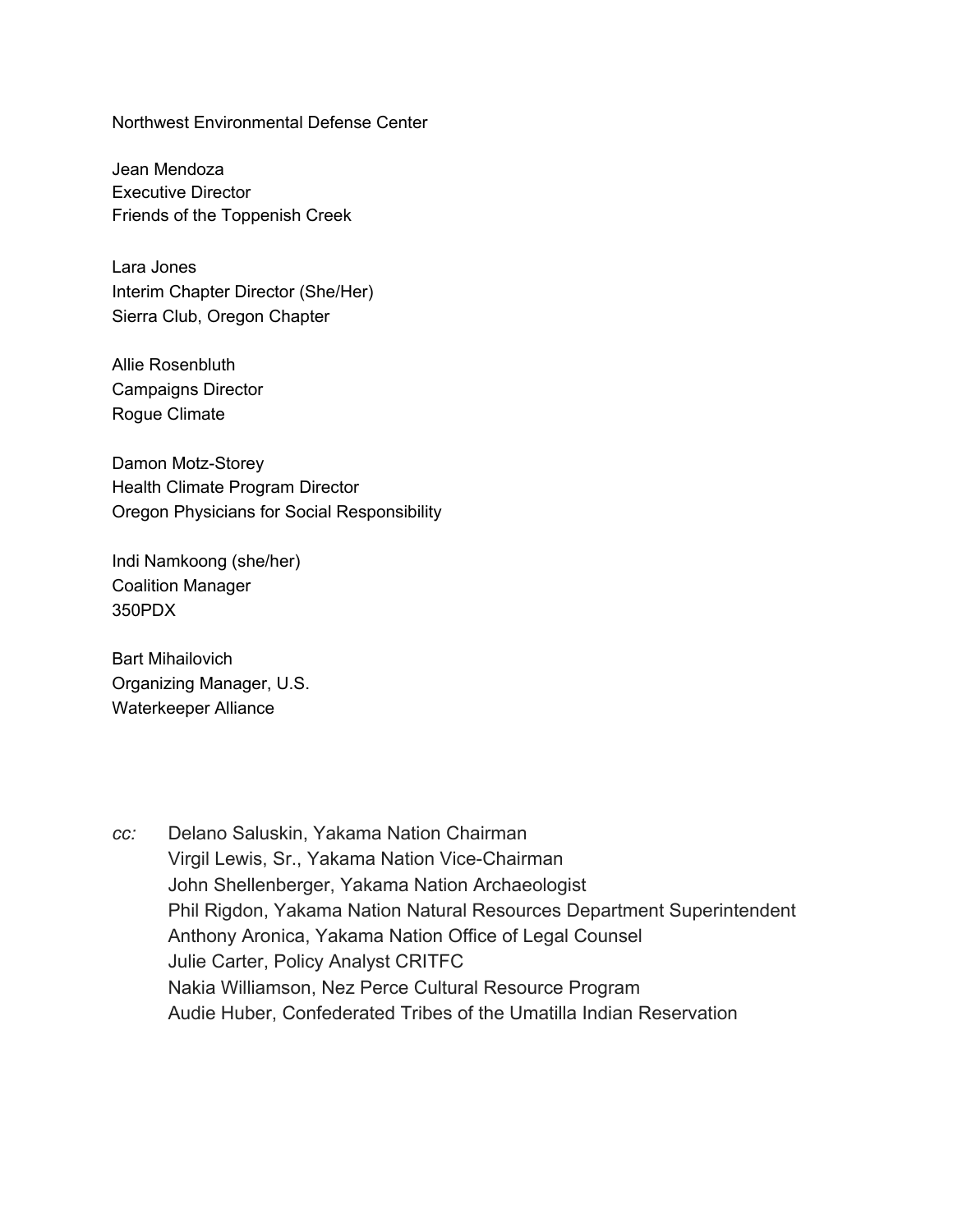Northwest Environmental Defense Center

Jean Mendoza
Executive Director
Friends of the Toppenish Creek

Lara Jones
Interim Chapter Director (She/Her)
Sierra Club, Oregon Chapter

Allie Rosenbluth
Campaigns Director
Rogue Climate

Damon Motz-Storey
Health Climate Program Director
Oregon Physicians for Social Responsibility

Indi Namkoong (she/her)
Coalition Manager
350PDX

Bart Mihailovich
Organizing Manager, U.S.
Waterkeeper Alliance

*cc:* Delano Saluskin, Yakama Nation Chairman
Virgil Lewis, Sr., Yakama Nation Vice-Chairman
John Shellenberger, Yakama Nation Archaeologist
Phil Rigdon, Yakama Nation Natural Resources Department Superintendent
Anthony Aronica, Yakama Nation Office of Legal Counsel
Julie Carter, Policy Analyst CRITFC
Nakia Williamson, Nez Perce Cultural Resource Program
Audie Huber, Confederated Tribes of the Umatilla Indian Reservation